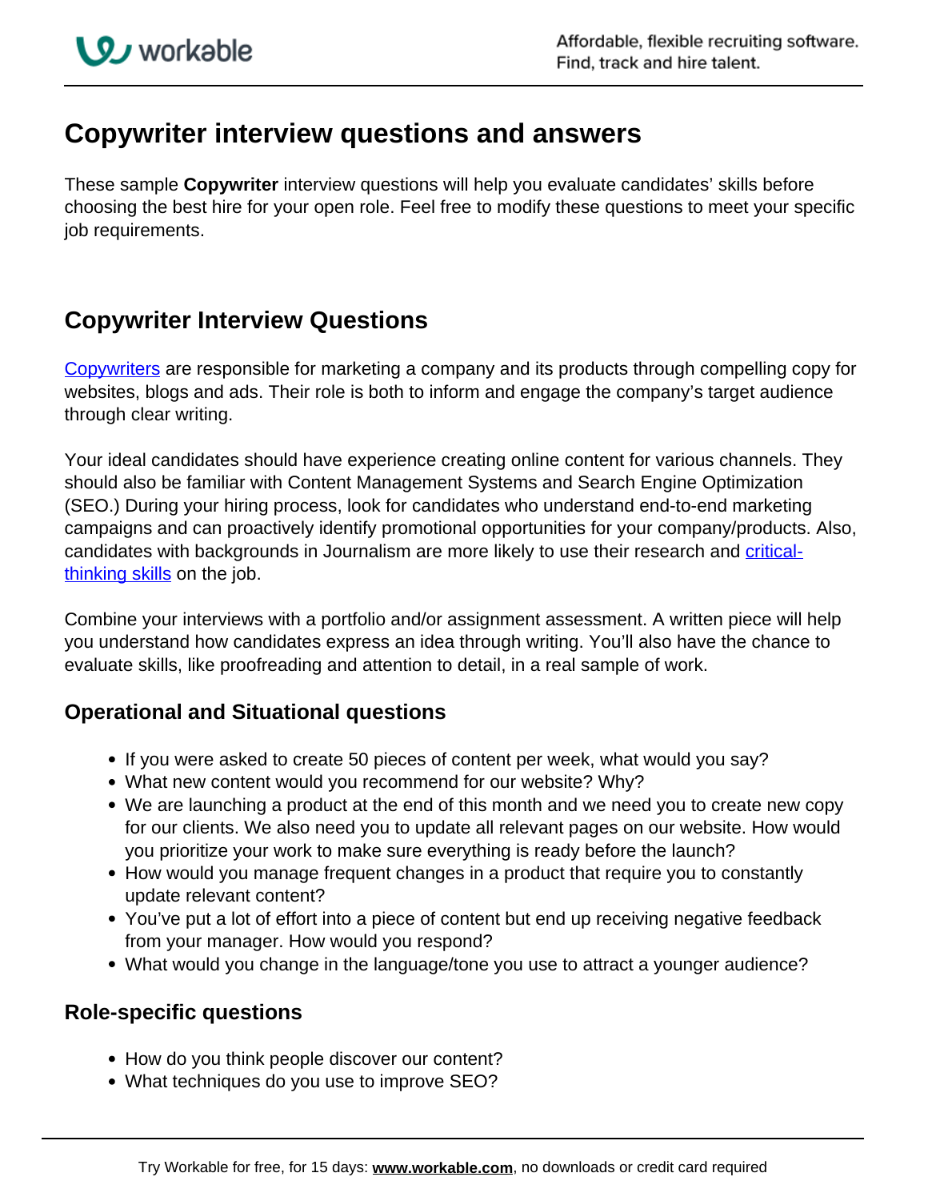# Copywriter interview questions and answers

These sample **Copywriter** interview questions will help you evaluate candidates' skills before choosing the best hire for your open role. Feel free to modify these questions to meet your specific job requirements.

## Copywriter Interview Questions

Copywriters are responsible for marketing a company and its products through compelling copy for websites, blogs and ads. Their role is both to inform and engage the company's target audience through clear writing.

Your ideal candidates should have experience creating online content for various channels. They should also be familiar with Content Management Systems and Search Engine Optimization (SEO.) During your hiring process, look for candidates who understand end-to-end marketing campaigns and can proactively identify promotional opportunities for your company/products. Also, candidates with backgrounds in Journalism are more likely to use their research and critical-thinking skills on the job.

Combine your interviews with a portfolio and/or assignment assessment. A written piece will help you understand how candidates express an idea through writing. You'll also have the chance to evaluate skills, like proofreading and attention to detail, in a real sample of work.

### Operational and Situational questions

- If you were asked to create 50 pieces of content per week, what would you say?
- What new content would you recommend for our website? Why?
- We are launching a product at the end of this month and we need you to create new copy for our clients. We also need you to update all relevant pages on our website. How would you prioritize your work to make sure everything is ready before the launch?
- How would you manage frequent changes in a product that require you to constantly update relevant content?
- You've put a lot of effort into a piece of content but end up receiving negative feedback from your manager. How would you respond?
- What would you change in the language/tone you use to attract a younger audience?

### Role-specific questions

- How do you think people discover our content?
- What techniques do you use to improve SEO?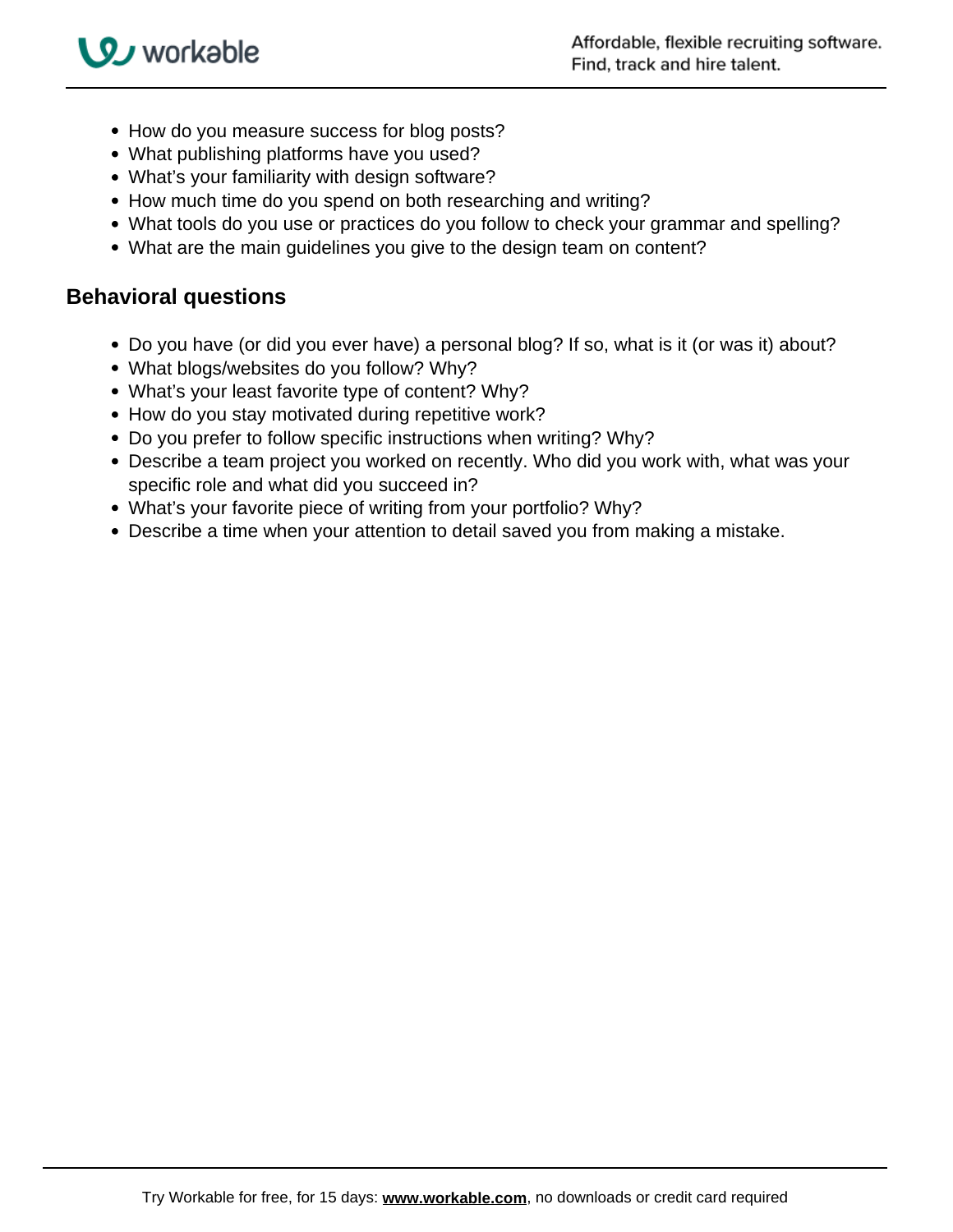- How do you measure success for blog posts?
- What publishing platforms have you used?
- What's your familiarity with design software?
- How much time do you spend on both researching and writing?
- What tools do you use or practices do you follow to check your grammar and spelling?
- What are the main guidelines you give to the design team on content?

## Behavioral questions

- Do you have (or did you ever have) a personal blog? If so, what is it (or was it) about?
- What blogs/websites do you follow? Why?
- What's your least favorite type of content? Why?
- How do you stay motivated during repetitive work?
- Do you prefer to follow specific instructions when writing? Why?
- Describe a team project you worked on recently. Who did you work with, what was your specific role and what did you succeed in?
- What's your favorite piece of writing from your portfolio? Why?
- Describe a time when your attention to detail saved you from making a mistake.